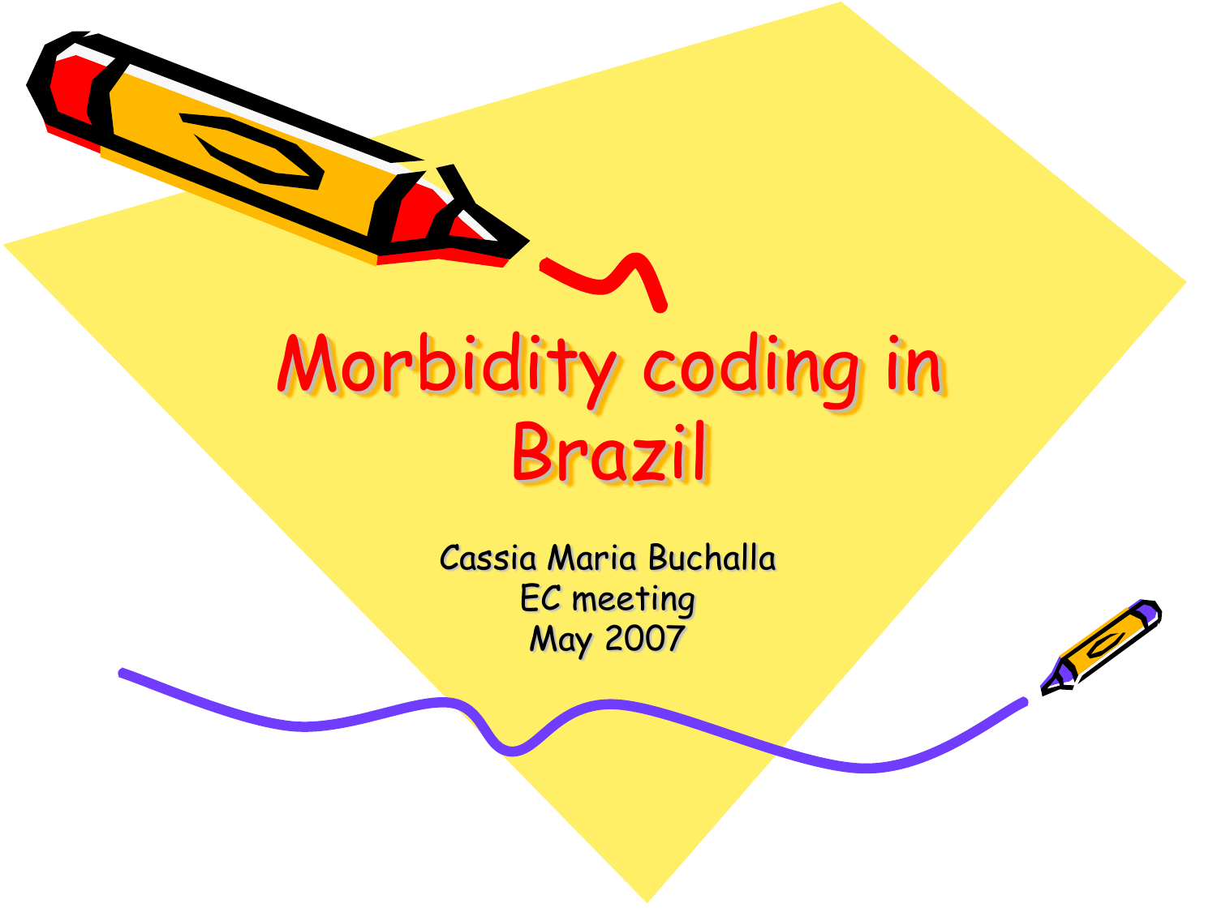# Morbidity coding in Brazil

Cassia Maria Buchalla
EC meeting
May 2007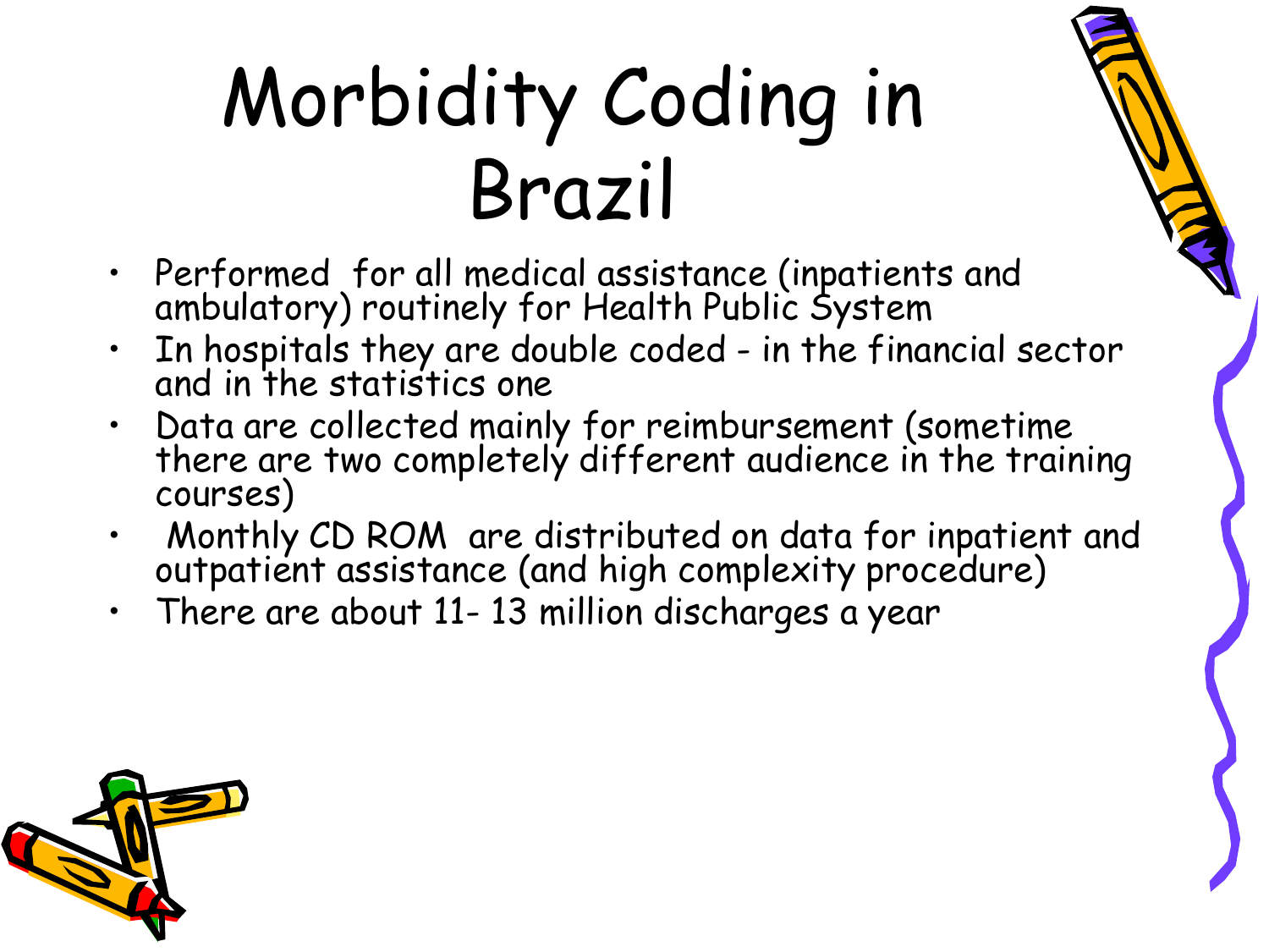# Morbidity Coding in Brazil

- Performed for all medical assistance (inpatients and ambulatory) routinely for Health Public System
- In hospitals they are double coded - in the financial sector and in the statistics one
- Data are collected mainly for reimbursement (sometime there are two completely different audience in the training courses)
- Monthly CD ROM are distributed on data for inpatient and outpatient assistance (and high complexity procedure)
- There are about 11- 13 million discharges a year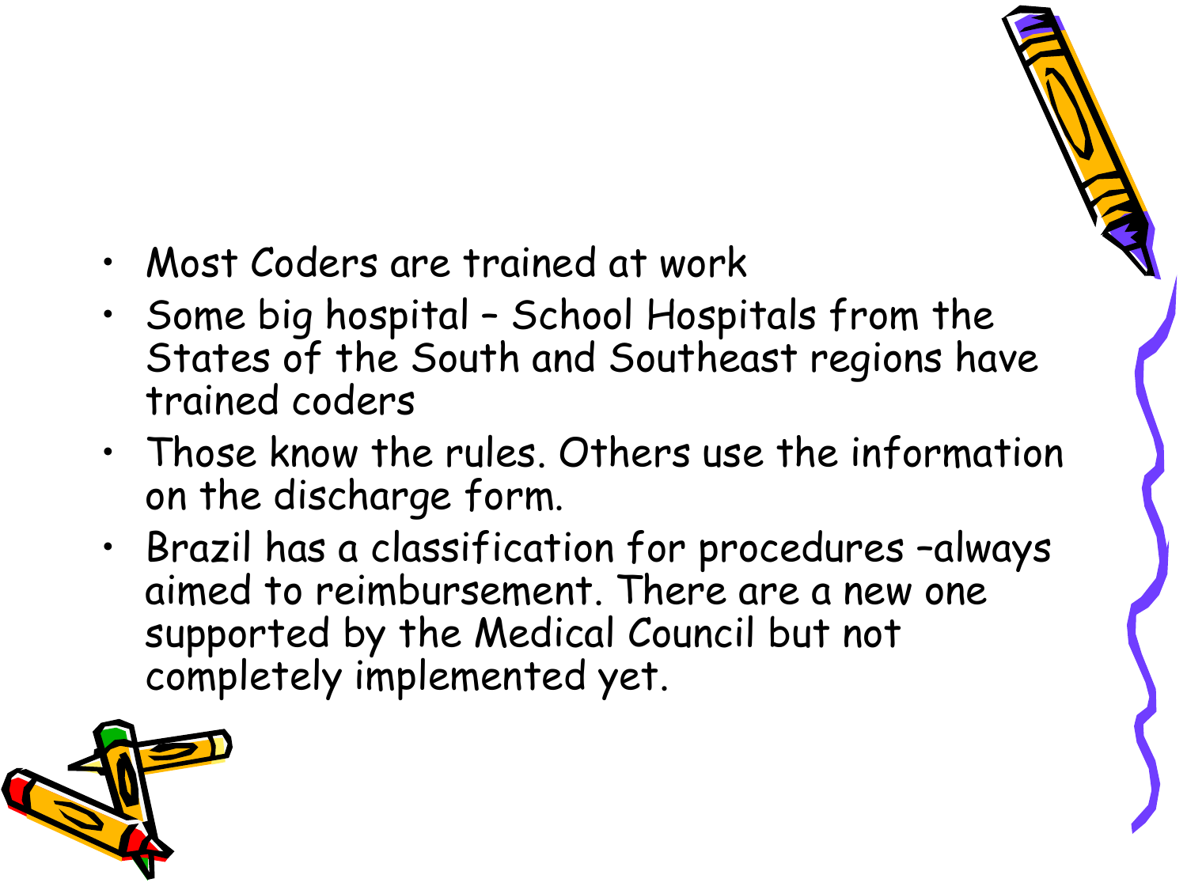- Most Coders are trained at work
- Some big hospital – School Hospitals from the States of the South and Southeast regions have trained coders
- Those know the rules. Others use the information on the discharge form.
- Brazil has a classification for procedures –always aimed to reimbursement. There are a new one supported by the Medical Council but not completely implemented yet.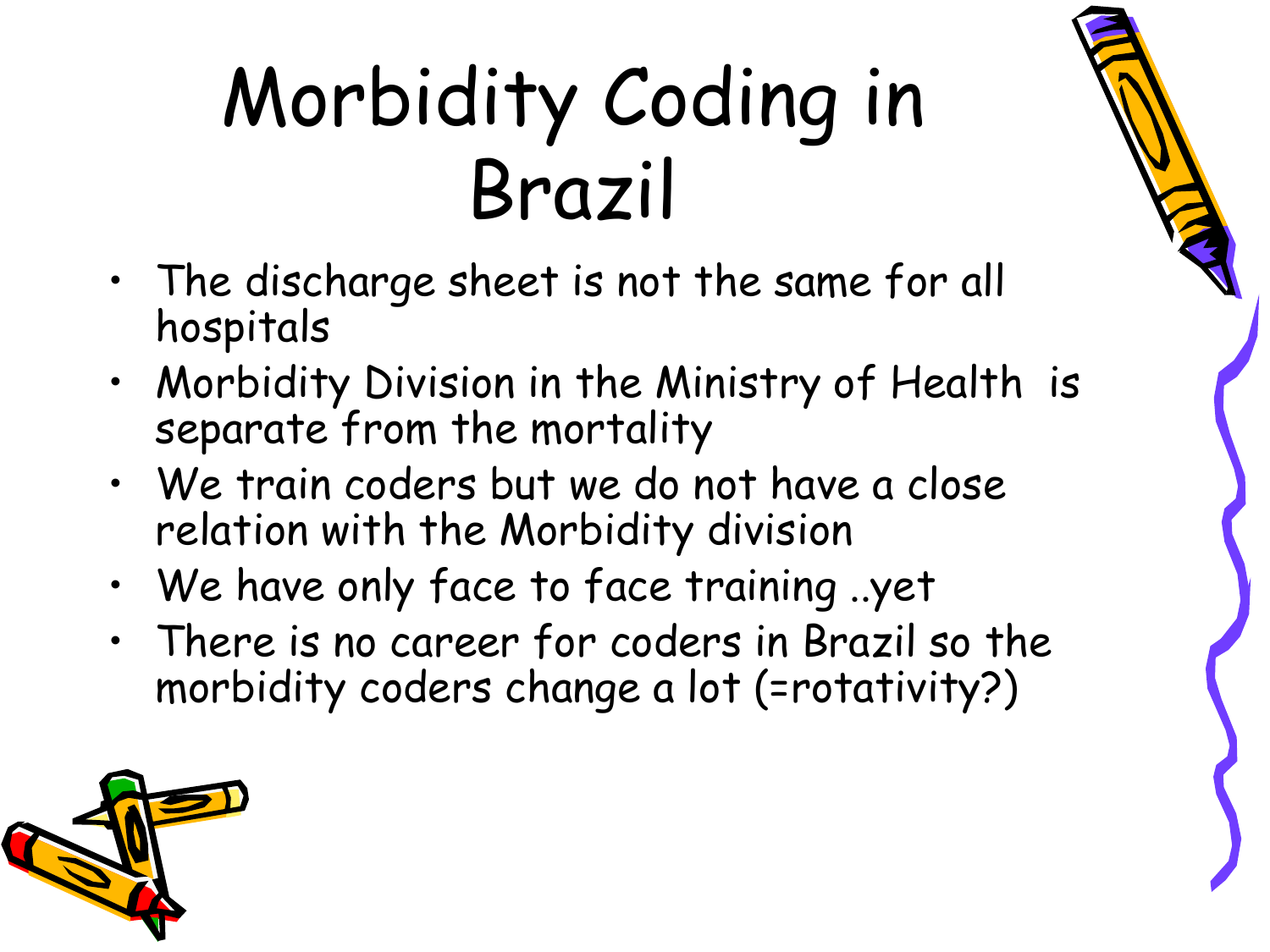# Morbidity Coding in Brazil

- The discharge sheet is not the same for all hospitals
- Morbidity Division in the Ministry of Health is separate from the mortality
- We train coders but we do not have a close relation with the Morbidity division
- We have only face to face training ..yet
- There is no career for coders in Brazil so the morbidity coders change a lot (=rotativity?)